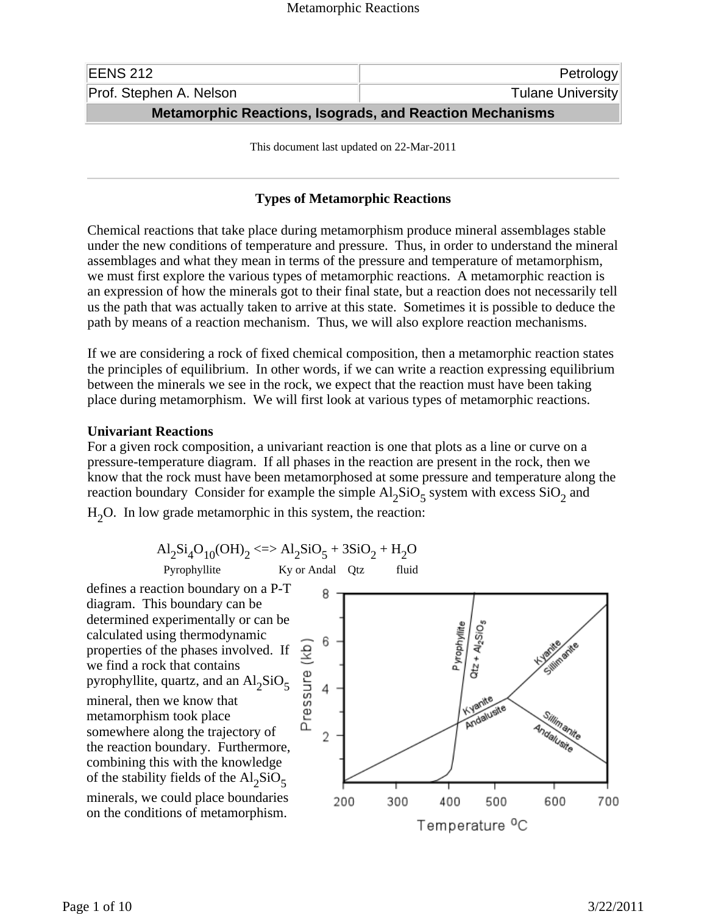| EENS 212 | Petrology |
| --- | --- |
| Prof. Stephen A. Nelson | Tulane University |

## Metamorphic Reactions, Isograds, and Reaction Mechanisms

This document last updated on 22-Mar-2011

### Types of Metamorphic Reactions

Chemical reactions that take place during metamorphism produce mineral assemblages stable under the new conditions of temperature and pressure. Thus, in order to understand the mineral assemblages and what they mean in terms of the pressure and temperature of metamorphism, we must first explore the various types of metamorphic reactions. A metamorphic reaction is an expression of how the minerals got to their final state, but a reaction does not necessarily tell us the path that was actually taken to arrive at this state. Sometimes it is possible to deduce the path by means of a reaction mechanism. Thus, we will also explore reaction mechanisms.

If we are considering a rock of fixed chemical composition, then a metamorphic reaction states the principles of equilibrium. In other words, if we can write a reaction expressing equilibrium between the minerals we see in the rock, we expect that the reaction must have been taking place during metamorphism. We will first look at various types of metamorphic reactions.

**Univariant Reactions**

For a given rock composition, a univariant reaction is one that plots as a line or curve on a pressure-temperature diagram. If all phases in the reaction are present in the rock, then we know that the rock must have been metamorphosed at some pressure and temperature along the reaction boundary Consider for example the simple $Al_2SiO_5$ system with excess $SiO_2$ and $H_2O$. In low grade metamorphic in this system, the reaction:

$$\underset{\text{Pyrophyllite}}{Al_2Si_4O_{10}(OH)_2} \Leftrightarrow \underset{\text{Ky or Andal}}{Al_2SiO_5} + \underset{\text{Qtz}}{3SiO_2} + \underset{\text{fluid}}{H_2O}$$

defines a reaction boundary on a P-T diagram. This boundary can be determined experimentally or can be calculated using thermodynamic properties of the phases involved. If we find a rock that contains pyrophyllite, quartz, and an $Al_2SiO_5$ mineral, then we know that metamorphism took place somewhere along the trajectory of the reaction boundary. Furthermore, combining this with the knowledge of the stability fields of the $Al_2SiO_5$ minerals, we could place boundaries on the conditions of metamorphism.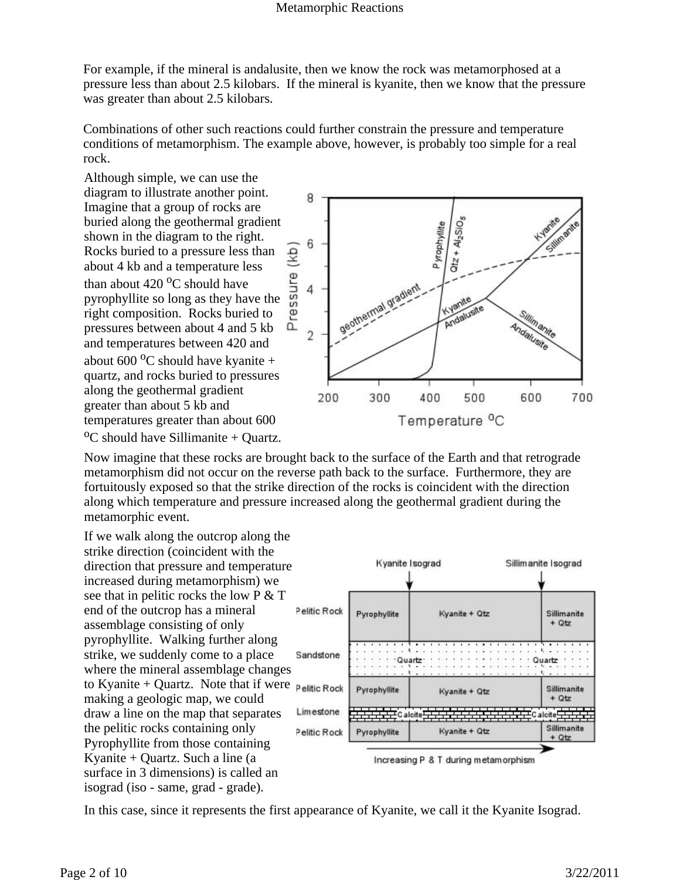For example, if the mineral is andalusite, then we know the rock was metamorphosed at a pressure less than about 2.5 kilobars. If the mineral is kyanite, then we know that the pressure was greater than about 2.5 kilobars.

Combinations of other such reactions could further constrain the pressure and temperature conditions of metamorphism. The example above, however, is probably too simple for a real rock.

Although simple, we can use the diagram to illustrate another point. Imagine that a group of rocks are buried along the geothermal gradient shown in the diagram to the right. Rocks buried to a pressure less than about 4 kb and a temperature less than about 420 $^oC$ should have pyrophyllite so long as they have the right composition. Rocks buried to pressures between about 4 and 5 kb and temperatures between 420 and about 600 $^oC$ should have kyanite + quartz, and rocks buried to pressures along the geothermal gradient greater than about 5 kb and temperatures greater than about 600 $^oC$ should have Sillimanite + Quartz.

Now imagine that these rocks are brought back to the surface of the Earth and that retrograde metamorphism did not occur on the reverse path back to the surface. Furthermore, they are fortuitously exposed so that the strike direction of the rocks is coincident with the direction along which temperature and pressure increased along the geothermal gradient during the metamorphic event.

If we walk along the outcrop along the strike direction (coincident with the direction that pressure and temperature increased during metamorphism) we see that in pelitic rocks the low P & T end of the outcrop has a mineral assemblage consisting of only pyrophyllite. Walking further along strike, we suddenly come to a place where the mineral assemblage changes to Kyanite + Quartz. Note that if were making a geologic map, we could draw a line on the map that separates the pelitic rocks containing only Pyrophyllite from those containing Kyanite + Quartz. Such a line (a surface in 3 dimensions) is called an isograd (iso - same, grad - grade).

In this case, since it represents the first appearance of Kyanite, we call it the Kyanite Isograd.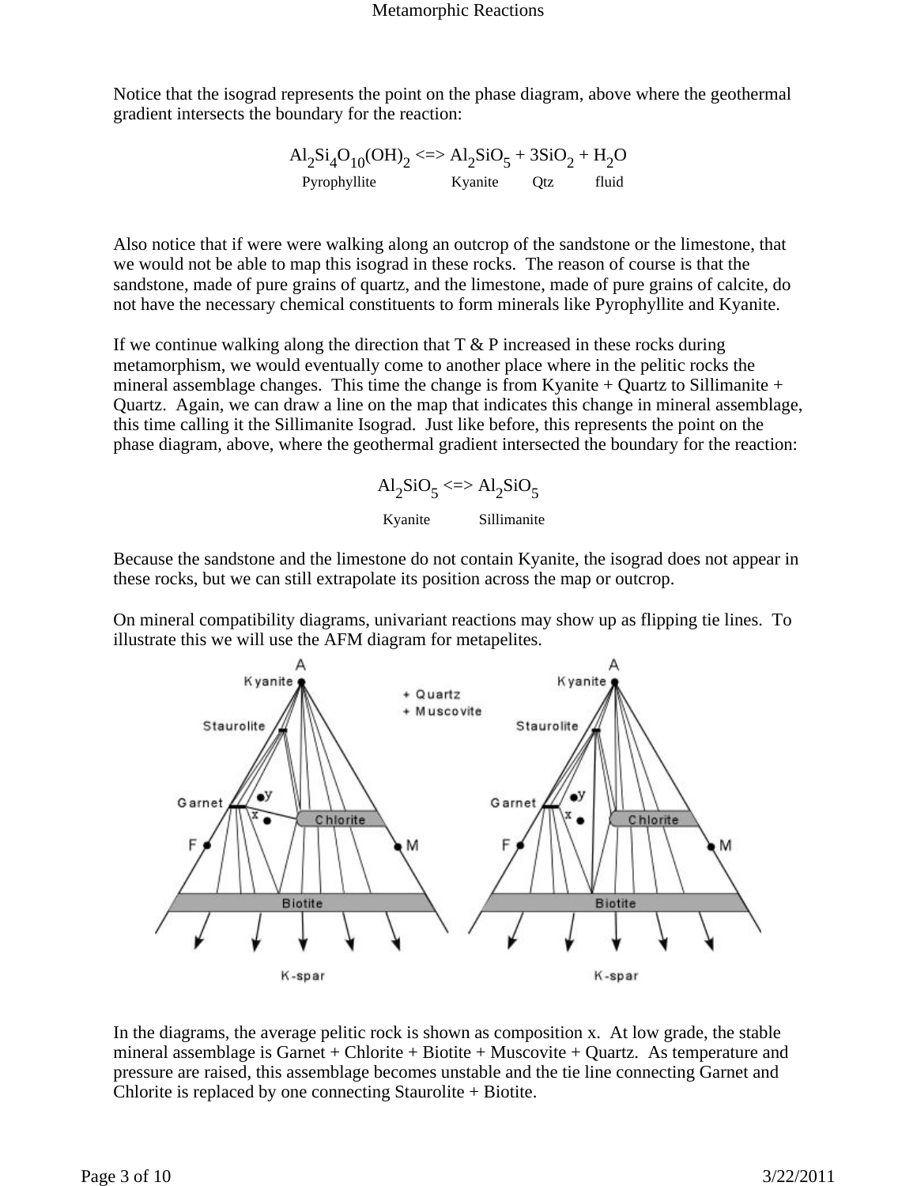Notice that the isograd represents the point on the phase diagram, above where the geothermal gradient intersects the boundary for the reaction:

$$Al_2Si_4O_{10}(OH)_2 <=> Al_2SiO_5 + 3SiO_2 + H_2O$$

Pyrophyllite     Kyanite     Qtz     fluid

Also notice that if were were walking along an outcrop of the sandstone or the limestone, that we would not be able to map this isograd in these rocks. The reason of course is that the sandstone, made of pure grains of quartz, and the limestone, made of pure grains of calcite, do not have the necessary chemical constituents to form minerals like Pyrophyllite and Kyanite.

If we continue walking along the direction that T & P increased in these rocks during metamorphism, we would eventually come to another place where in the pelitic rocks the mineral assemblage changes. This time the change is from Kyanite + Quartz to Sillimanite + Quartz. Again, we can draw a line on the map that indicates this change in mineral assemblage, this time calling it the Sillimanite Isograd. Just like before, this represents the point on the phase diagram, above, where the geothermal gradient intersected the boundary for the reaction:

$$Al_2SiO_5 <=> Al_2SiO_5$$

Kyanite     Sillimanite

Because the sandstone and the limestone do not contain Kyanite, the isograd does not appear in these rocks, but we can still extrapolate its position across the map or outcrop.

On mineral compatibility diagrams, univariant reactions may show up as flipping tie lines. To illustrate this we will use the AFM diagram for metapelites.

In the diagrams, the average pelitic rock is shown as composition x. At low grade, the stable mineral assemblage is Garnet + Chlorite + Biotite + Muscovite + Quartz. As temperature and pressure are raised, this assemblage becomes unstable and the tie line connecting Garnet and Chlorite is replaced by one connecting Staurolite + Biotite.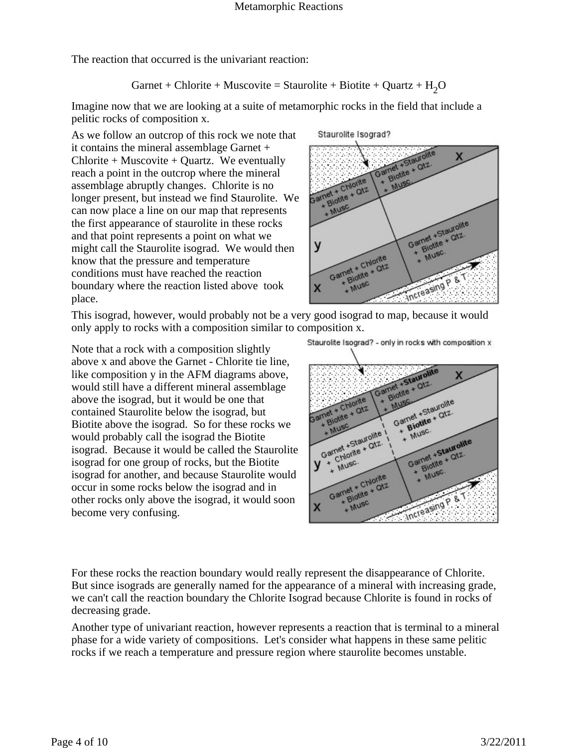The reaction that occurred is the univariant reaction:

Garnet + Chlorite + Muscovite = Staurolite + Biotite + Quartz + $H_2O$

Imagine now that we are looking at a suite of metamorphic rocks in the field that include a pelitic rocks of composition x.

As we follow an outcrop of this rock we note that it contains the mineral assemblage Garnet + Chlorite + Muscovite + Quartz. We eventually reach a point in the outcrop where the mineral assemblage abruptly changes. Chlorite is no longer present, but instead we find Staurolite. We can now place a line on our map that represents the first appearance of staurolite in these rocks and that point represents a point on what we might call the Staurolite isograd. We would then know that the pressure and temperature conditions must have reached the reaction boundary where the reaction listed above took place.

This isograd, however, would probably not be a very good isograd to map, because it would only apply to rocks with a composition similar to composition x.

Note that a rock with a composition slightly above x and above the Garnet - Chlorite tie line, like composition y in the AFM diagrams above, would still have a different mineral assemblage above the isograd, but it would be one that contained Staurolite below the isograd, but Biotite above the isograd. So for these rocks we would probably call the isograd the Biotite isograd. Because it would be called the Staurolite isograd for one group of rocks, but the Biotite isograd for another, and because Staurolite would occur in some rocks below the isograd and in other rocks only above the isograd, it would soon become very confusing.

For these rocks the reaction boundary would really represent the disappearance of Chlorite. But since isograds are generally named for the appearance of a mineral with increasing grade, we can't call the reaction boundary the Chlorite Isograd because Chlorite is found in rocks of decreasing grade.

Another type of univariant reaction, however represents a reaction that is terminal to a mineral phase for a wide variety of compositions. Let's consider what happens in these same pelitic rocks if we reach a temperature and pressure region where staurolite becomes unstable.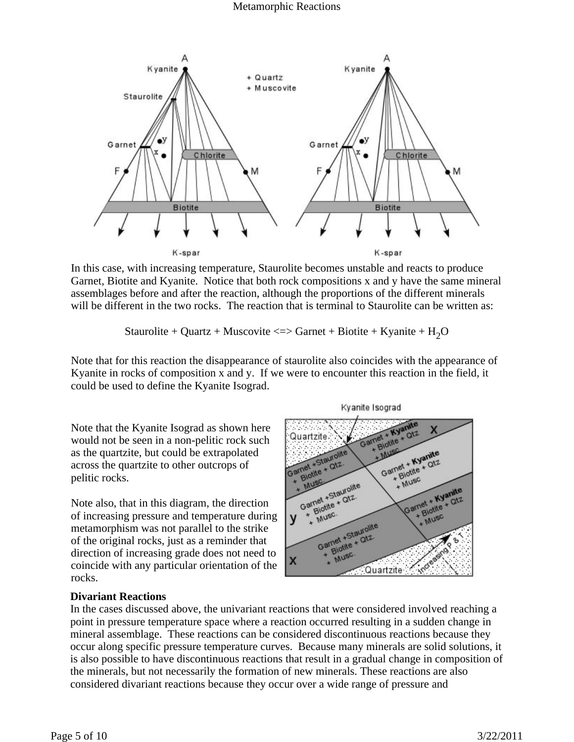In this case, with increasing temperature, Staurolite becomes unstable and reacts to produce Garnet, Biotite and Kyanite. Notice that both rock compositions x and y have the same mineral assemblages before and after the reaction, although the proportions of the different minerals will be different in the two rocks. The reaction that is terminal to Staurolite can be written as:

$$\text{Staurolite} + \text{Quartz} + \text{Muscovite} \Leftrightarrow \text{Garnet} + \text{Biotite} + \text{Kyanite} + H_2O$$

Note that for this reaction the disappearance of staurolite also coincides with the appearance of Kyanite in rocks of composition x and y. If we were to encounter this reaction in the field, it could be used to define the Kyanite Isograd.

Note that the Kyanite Isograd as shown here would not be seen in a non-pelitic rock such as the quartzite, but could be extrapolated across the quartzite to other outcrops of pelitic rocks.

Note also, that in this diagram, the direction of increasing pressure and temperature during metamorphism was not parallel to the strike of the original rocks, just as a reminder that direction of increasing grade does not need to coincide with any particular orientation of the rocks.

### Divariant Reactions

In the cases discussed above, the univariant reactions that were considered involved reaching a point in pressure temperature space where a reaction occurred resulting in a sudden change in mineral assemblage. These reactions can be considered discontinuous reactions because they occur along specific pressure temperature curves. Because many minerals are solid solutions, it is also possible to have discontinuous reactions that result in a gradual change in composition of the minerals, but not necessarily the formation of new minerals. These reactions are also considered divariant reactions because they occur over a wide range of pressure and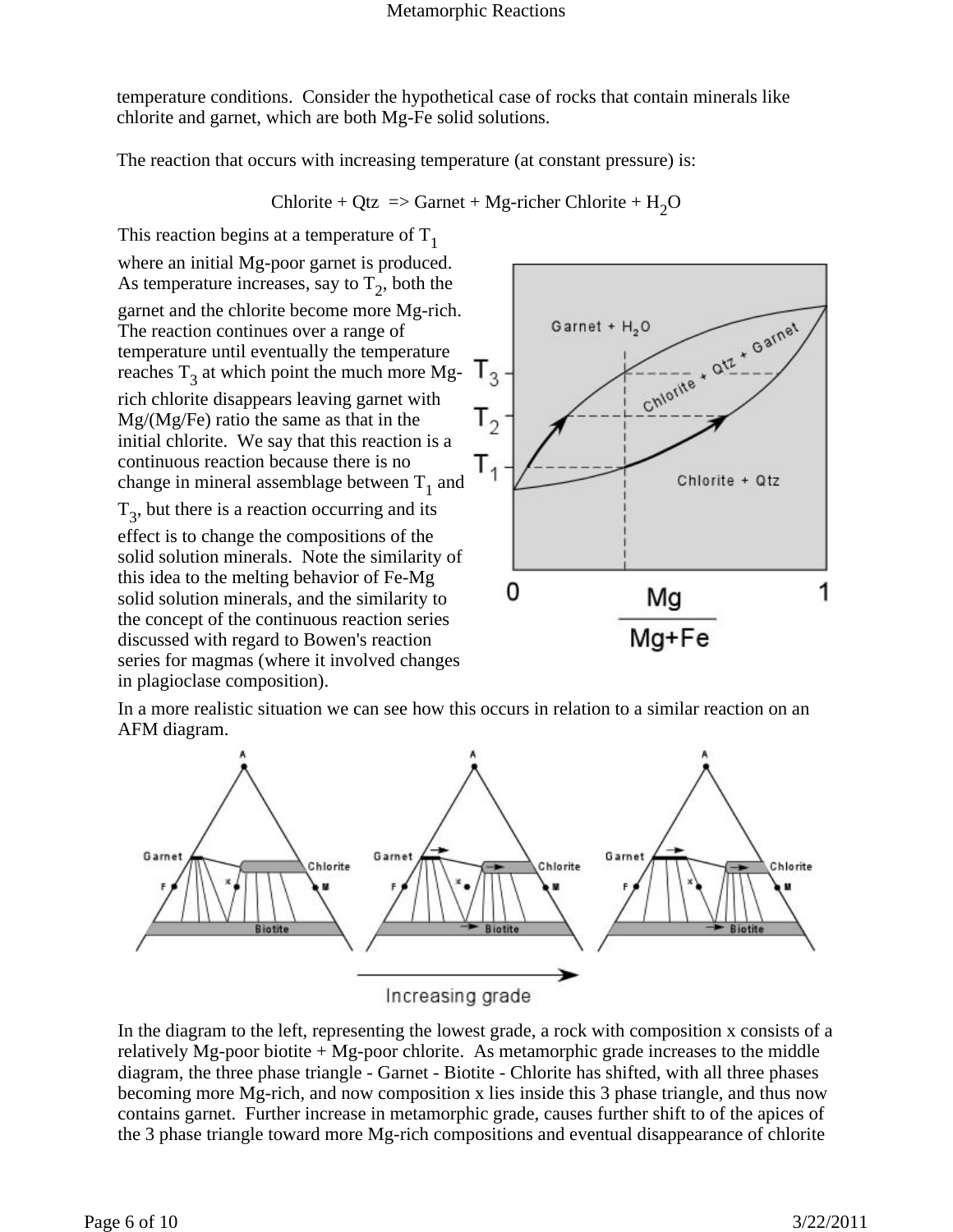temperature conditions. Consider the hypothetical case of rocks that contain minerals like chlorite and garnet, which are both Mg-Fe solid solutions.

The reaction that occurs with increasing temperature (at constant pressure) is:

$$\text{Chlorite + Qtz} \Rightarrow \text{Garnet + Mg-richer Chlorite} + H_2O$$

This reaction begins at a temperature of $T_1$ where an initial Mg-poor garnet is produced. As temperature increases, say to $T_2$, both the garnet and the chlorite become more Mg-rich. The reaction continues over a range of temperature until eventually the temperature reaches $T_3$ at which point the much more Mg-rich chlorite disappears leaving garnet with Mg/(Mg/Fe) ratio the same as that in the initial chlorite. We say that this reaction is a continuous reaction because there is no change in mineral assemblage between $T_1$ and $T_3$, but there is a reaction occurring and its effect is to change the compositions of the solid solution minerals. Note the similarity of this idea to the melting behavior of Fe-Mg solid solution minerals, and the similarity to the concept of the continuous reaction series discussed with regard to Bowen's reaction series for magmas (where it involved changes in plagioclase composition).

In a more realistic situation we can see how this occurs in relation to a similar reaction on an AFM diagram.

In the diagram to the left, representing the lowest grade, a rock with composition x consists of a relatively Mg-poor biotite + Mg-poor chlorite. As metamorphic grade increases to the middle diagram, the three phase triangle - Garnet - Biotite - Chlorite has shifted, with all three phases becoming more Mg-rich, and now composition x lies inside this 3 phase triangle, and thus now contains garnet. Further increase in metamorphic grade, causes further shift to of the apices of the 3 phase triangle toward more Mg-rich compositions and eventual disappearance of chlorite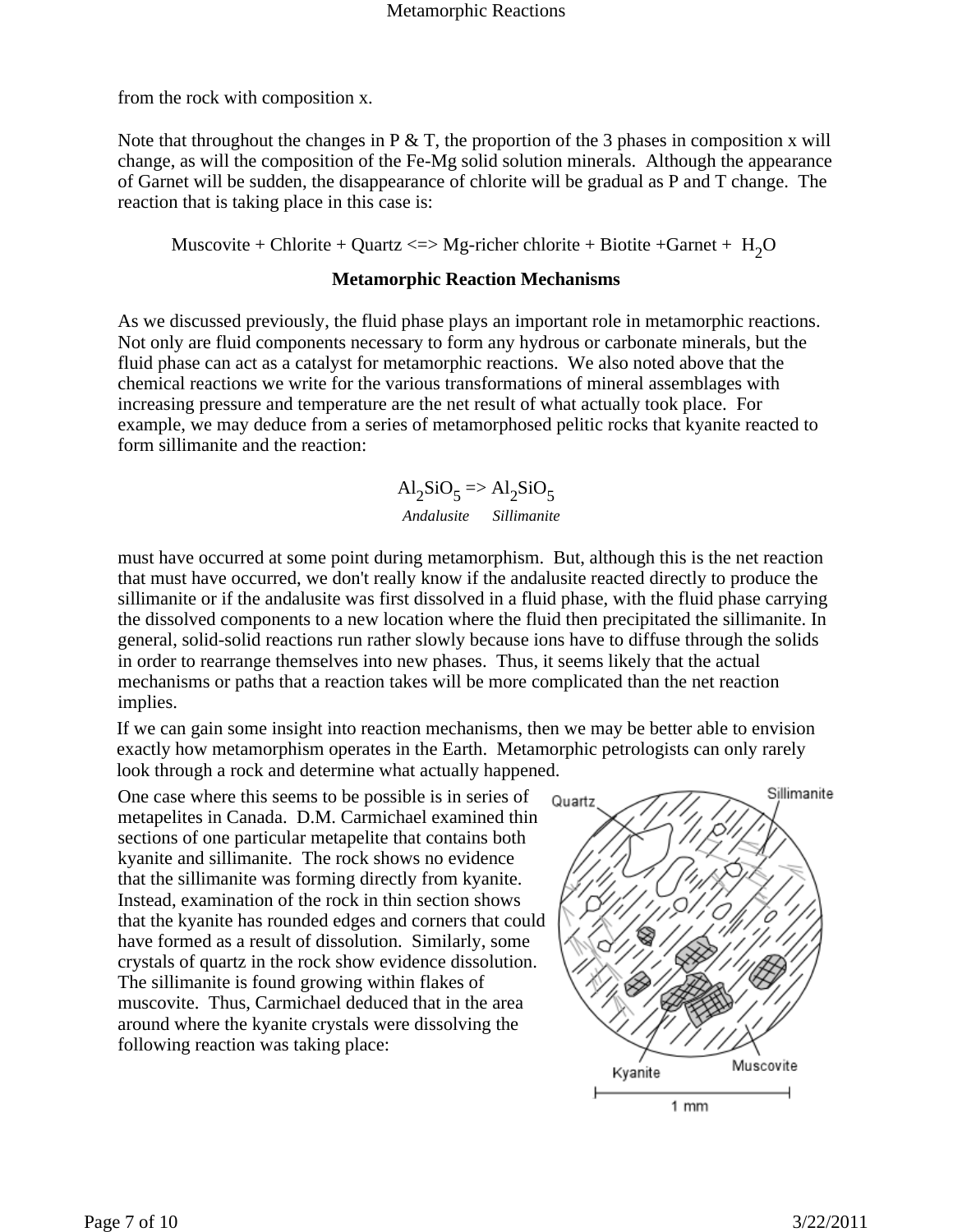from the rock with composition x.

Note that throughout the changes in P & T, the proportion of the 3 phases in composition x will change, as will the composition of the Fe-Mg solid solution minerals. Although the appearance of Garnet will be sudden, the disappearance of chlorite will be gradual as P and T change. The reaction that is taking place in this case is:

Muscovite + Chlorite + Quartz <=> Mg-richer chlorite + Biotite +Garnet + $H_2O$

### Metamorphic Reaction Mechanisms

As we discussed previously, the fluid phase plays an important role in metamorphic reactions. Not only are fluid components necessary to form any hydrous or carbonate minerals, but the fluid phase can act as a catalyst for metamorphic reactions. We also noted above that the chemical reactions we write for the various transformations of mineral assemblages with increasing pressure and temperature are the net result of what actually took place. For example, we may deduce from a series of metamorphosed pelitic rocks that kyanite reacted to form sillimanite and the reaction:

$$Al_2SiO_5 \Rightarrow Al_2SiO_5$$

*Andalusite* *Sillimanite*

must have occurred at some point during metamorphism. But, although this is the net reaction that must have occurred, we don't really know if the andalusite reacted directly to produce the sillimanite or if the andalusite was first dissolved in a fluid phase, with the fluid phase carrying the dissolved components to a new location where the fluid then precipitated the sillimanite. In general, solid-solid reactions run rather slowly because ions have to diffuse through the solids in order to rearrange themselves into new phases. Thus, it seems likely that the actual mechanisms or paths that a reaction takes will be more complicated than the net reaction implies.

If we can gain some insight into reaction mechanisms, then we may be better able to envision exactly how metamorphism operates in the Earth. Metamorphic petrologists can only rarely look through a rock and determine what actually happened.

One case where this seems to be possible is in series of metapelites in Canada. D.M. Carmichael examined thin sections of one particular metapelite that contains both kyanite and sillimanite. The rock shows no evidence that the sillimanite was forming directly from kyanite. Instead, examination of the rock in thin section shows that the kyanite has rounded edges and corners that could have formed as a result of dissolution. Similarly, some crystals of quartz in the rock show evidence dissolution. The sillimanite is found growing within flakes of muscovite. Thus, Carmichael deduced that in the area around where the kyanite crystals were dissolving the following reaction was taking place: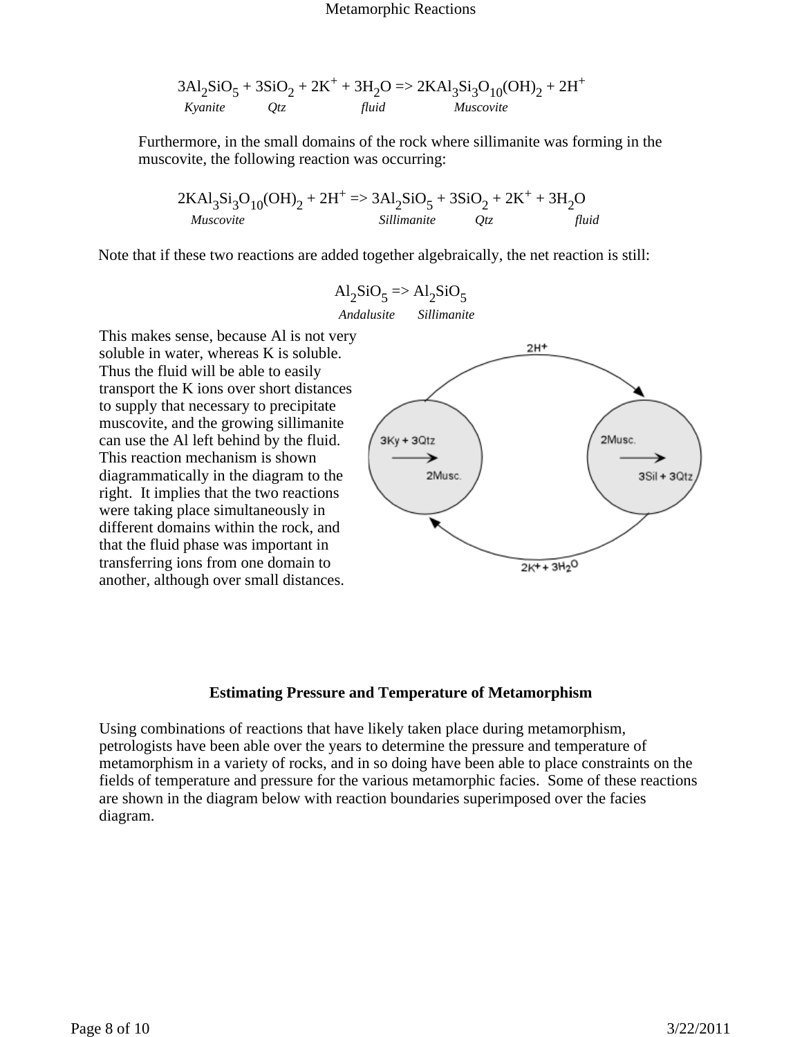$$3Al_2SiO_5 + 3SiO_2 + 2K^+ + 3H_2O \Rightarrow 2KAl_3Si_3O_{10}(OH)_2 + 2H^+$$

*Kyanite* *Qtz* *fluid* *Muscovite*

Furthermore, in the small domains of the rock where sillimanite was forming in the muscovite, the following reaction was occurring:

$$2KAl_3Si_3O_{10}(OH)_2 + 2H^+ \Rightarrow 3Al_2SiO_5 + 3SiO_2 + 2K^+ + 3H_2O$$

*Muscovite* *Sillimanite* *Qtz* *fluid*

Note that if these two reactions are added together algebraically, the net reaction is still:

$$Al_2SiO_5 \Rightarrow Al_2SiO_5$$

*Andalusite* *Sillimanite*

This makes sense, because Al is not very soluble in water, whereas K is soluble. Thus the fluid will be able to easily transport the K ions over short distances to supply that necessary to precipitate muscovite, and the growing sillimanite can use the Al left behind by the fluid. This reaction mechanism is shown diagrammatically in the diagram to the right. It implies that the two reactions were taking place simultaneously in different domains within the rock, and that the fluid phase was important in transferring ions from one domain to another, although over small distances.

## Estimating Pressure and Temperature of Metamorphism

Using combinations of reactions that have likely taken place during metamorphism, petrologists have been able over the years to determine the pressure and temperature of metamorphism in a variety of rocks, and in so doing have been able to place constraints on the fields of temperature and pressure for the various metamorphic facies. Some of these reactions are shown in the diagram below with reaction boundaries superimposed over the facies diagram.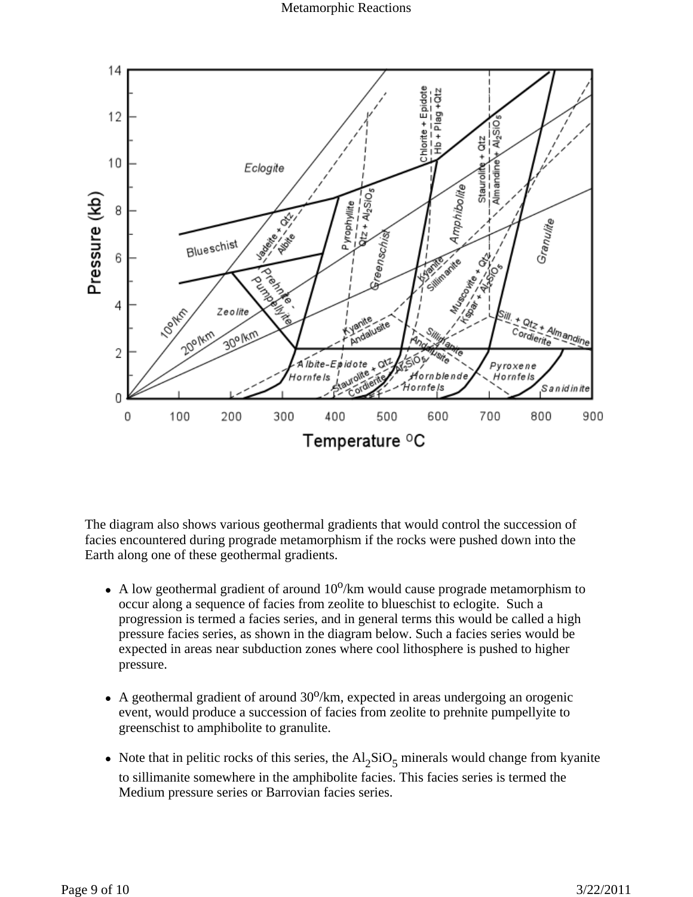The diagram also shows various geothermal gradients that would control the succession of facies encountered during prograde metamorphism if the rocks were pushed down into the Earth along one of these geothermal gradients.

- A low geothermal gradient of around $10^o$/km would cause prograde metamorphism to occur along a sequence of facies from zeolite to blueschist to eclogite. Such a progression is termed a facies series, and in general terms this would be called a high pressure facies series, as shown in the diagram below. Such a facies series would be expected in areas near subduction zones where cool lithosphere is pushed to higher pressure.

- A geothermal gradient of around $30^o$/km, expected in areas undergoing an orogenic event, would produce a succession of facies from zeolite to prehnite pumpellyite to greenschist to amphibolite to granulite.

- Note that in pelitic rocks of this series, the $Al_2SiO_5$ minerals would change from kyanite to sillimanite somewhere in the amphibolite facies. This facies series is termed the Medium pressure series or Barrovian facies series.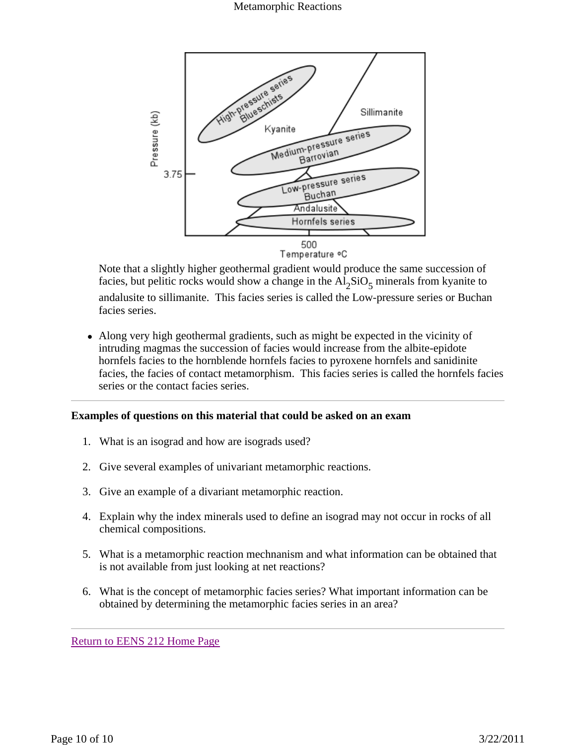Pressure (kb)

3.75

High-pressure series
Blueschists

Kyanite

Sillimanite

Medium-pressure series
Barrovian

Low-pressure series
Buchan

Andalusite

Hornfels series

500
Temperature °C

Note that a slightly higher geothermal gradient would produce the same succession of facies, but pelitic rocks would show a change in the $Al_2SiO_5$ minerals from kyanite to andalusite to sillimanite. This facies series is called the Low-pressure series or Buchan facies series.

- Along very high geothermal gradients, such as might be expected in the vicinity of intruding magmas the succession of facies would increase from the albite-epidote hornfels facies to the hornblende hornfels facies to pyroxene hornfels and sanidinite facies, the facies of contact metamorphism. This facies series is called the hornfels facies series or the contact facies series.

---

**Examples of questions on this material that could be asked on an exam**

1. What is an isograd and how are isograds used?
2. Give several examples of univariant metamorphic reactions.
3. Give an example of a divariant metamorphic reaction.
4. Explain why the index minerals used to define an isograd may not occur in rocks of all chemical compositions.
5. What is a metamorphic reaction mechnanism and what information can be obtained that is not available from just looking at net reactions?
6. What is the concept of metamorphic facies series? What important information can be obtained by determining the metamorphic facies series in an area?

---

Return to EENS 212 Home Page